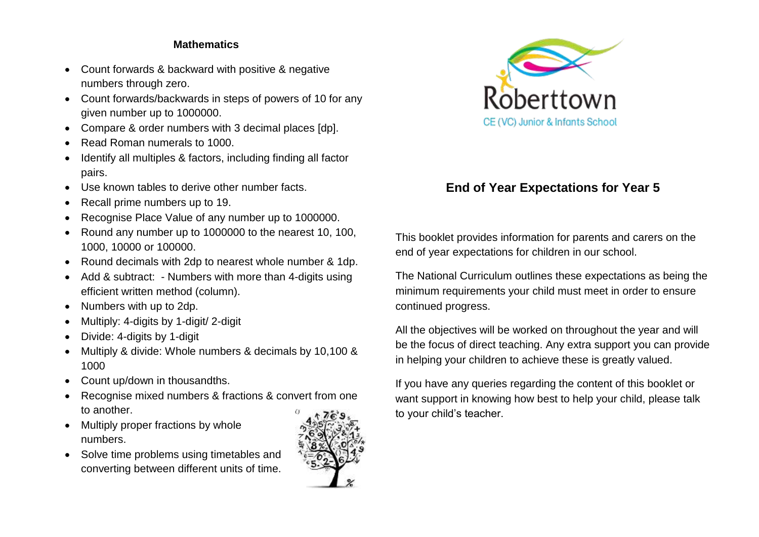## Mathematics

- Count forwards & backward with positive & negative numbers through zero.
- Count forwards/backwards in steps of powers of 10 for any given number up to 1000000.
- Compare & order numbers with 3 decimal places [dp].
- Read Roman numerals to 1000.
- Identify all multiples & factors, including finding all factor pairs.
- Use known tables to derive other number facts.
- Recall prime numbers up to 19.
- Recognise Place Value of any number up to 1000000.
- Round any number up to 1000000 to the nearest 10, 100, 1000, 10000 or 100000.
- Round decimals with 2dp to nearest whole number & 1dp.
- Add & subtract: - Numbers with more than 4-digits using efficient written method (column).
- Numbers with up to 2dp.
- Multiply: 4-digits by 1-digit/ 2-digit
- Divide: 4-digits by 1-digit
- Multiply & divide: Whole numbers & decimals by 10,100 & 1000
- Count up/down in thousandths.
- Recognise mixed numbers & fractions & convert from one to another.
- Multiply proper fractions by whole numbers.
- Solve time problems using timetables and converting between different units of time.

Roberttown

CE (VC) Junior & Infants School

# End of Year Expectations for Year 5

This booklet provides information for parents and carers on the end of year expectations for children in our school.

The National Curriculum outlines these expectations as being the minimum requirements your child must meet in order to ensure continued progress.

All the objectives will be worked on throughout the year and will be the focus of direct teaching. Any extra support you can provide in helping your children to achieve these is greatly valued.

If you have any queries regarding the content of this booklet or want support in knowing how best to help your child, please talk to your child's teacher.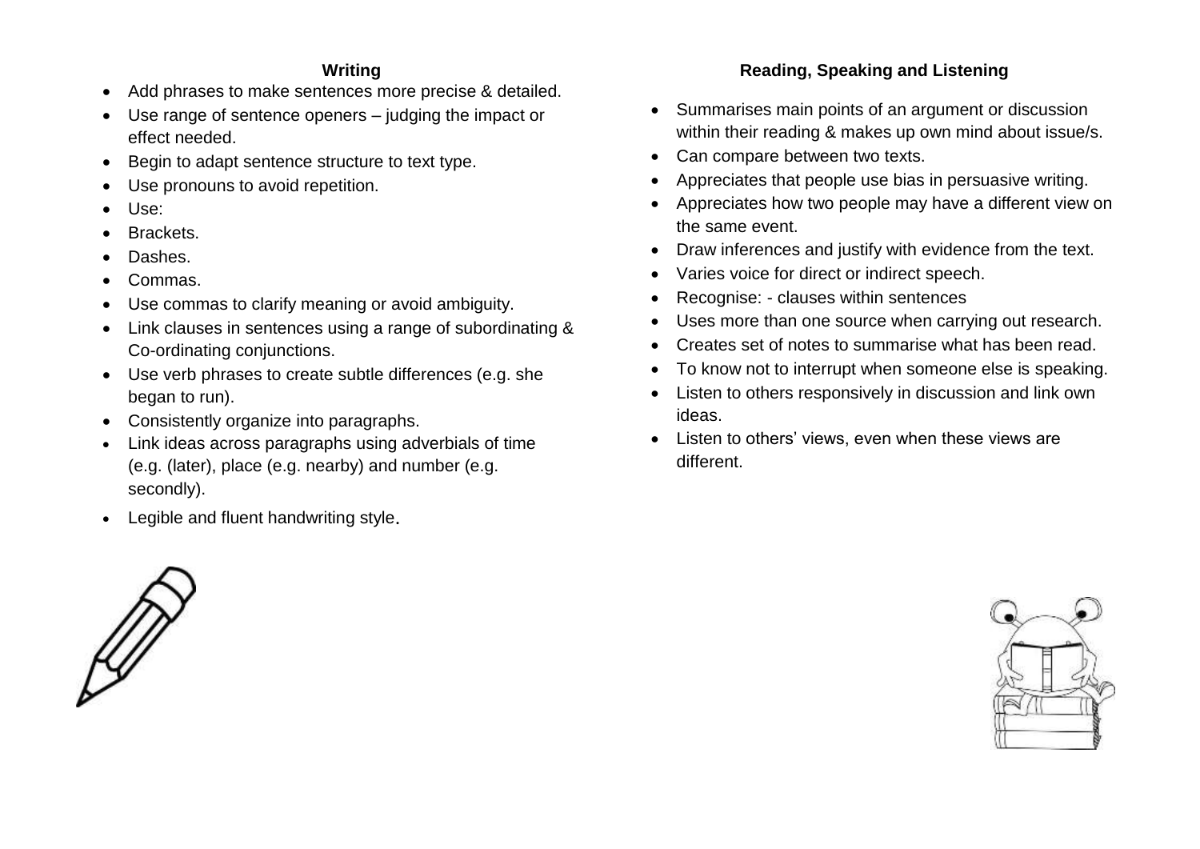## Writing

- Add phrases to make sentences more precise & detailed.
- Use range of sentence openers – judging the impact or effect needed.
- Begin to adapt sentence structure to text type.
- Use pronouns to avoid repetition.
- Use:
- Brackets.
- Dashes.
- Commas.
- Use commas to clarify meaning or avoid ambiguity.
- Link clauses in sentences using a range of subordinating & Co-ordinating conjunctions.
- Use verb phrases to create subtle differences (e.g. she began to run).
- Consistently organize into paragraphs.
- Link ideas across paragraphs using adverbials of time (e.g. (later), place (e.g. nearby) and number (e.g. secondly).
- Legible and fluent handwriting style.

## Reading, Speaking and Listening

- Summarises main points of an argument or discussion within their reading & makes up own mind about issue/s.
- Can compare between two texts.
- Appreciates that people use bias in persuasive writing.
- Appreciates how two people may have a different view on the same event.
- Draw inferences and justify with evidence from the text.
- Varies voice for direct or indirect speech.
- Recognise: - clauses within sentences
- Uses more than one source when carrying out research.
- Creates set of notes to summarise what has been read.
- To know not to interrupt when someone else is speaking.
- Listen to others responsively in discussion and link own ideas.
- Listen to others' views, even when these views are different.